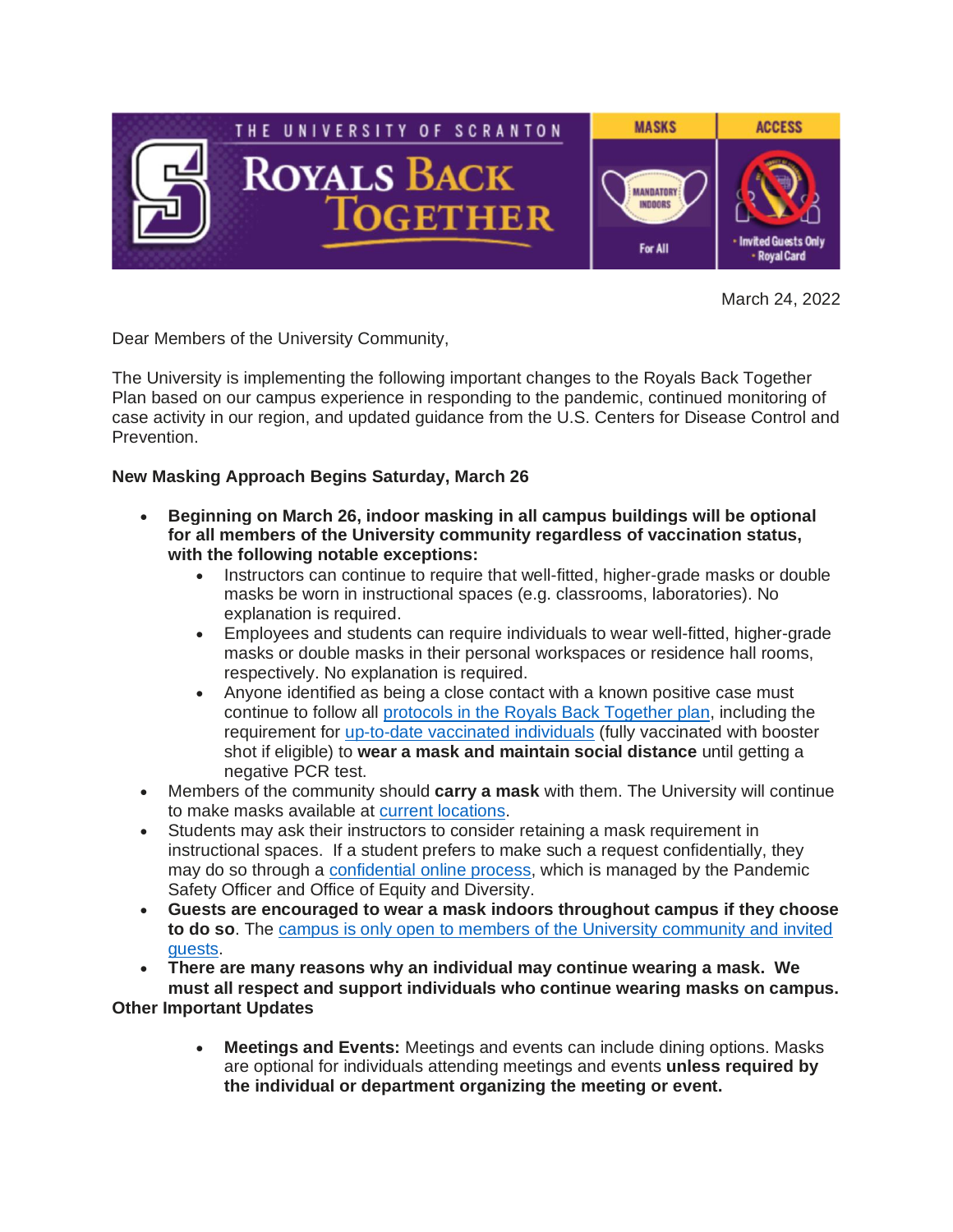THE UNIVERSITY OF SCRANTON

ROYALS BACK TOGETHER

MASKS — MANDATORY INDOORS — For All

ACCESS — Invited Guests Only — Royal Card

March 24, 2022

Dear Members of the University Community,

The University is implementing the following important changes to the Royals Back Together Plan based on our campus experience in responding to the pandemic, continued monitoring of case activity in our region, and updated guidance from the U.S. Centers for Disease Control and Prevention.

**New Masking Approach Begins Saturday, March 26**

- **Beginning on March 26, indoor masking in all campus buildings will be optional for all members of the University community regardless of vaccination status, with the following notable exceptions:**
    - Instructors can continue to require that well-fitted, higher-grade masks or double masks be worn in instructional spaces (e.g. classrooms, laboratories). No explanation is required.
    - Employees and students can require individuals to wear well-fitted, higher-grade masks or double masks in their personal workspaces or residence hall rooms, respectively. No explanation is required.
    - Anyone identified as being a close contact with a known positive case must continue to follow all protocols in the Royals Back Together plan, including the requirement for up-to-date vaccinated individuals (fully vaccinated with booster shot if eligible) to **wear a mask and maintain social distance** until getting a negative PCR test.
- Members of the community should **carry a mask** with them. The University will continue to make masks available at current locations.
- Students may ask their instructors to consider retaining a mask requirement in instructional spaces. If a student prefers to make such a request confidentially, they may do so through a confidential online process, which is managed by the Pandemic Safety Officer and Office of Equity and Diversity.
- **Guests are encouraged to wear a mask indoors throughout campus if they choose to do so**. The campus is only open to members of the University community and invited guests.
- **There are many reasons why an individual may continue wearing a mask. We must all respect and support individuals who continue wearing masks on campus.**

**Other Important Updates**

- **Meetings and Events:** Meetings and events can include dining options. Masks are optional for individuals attending meetings and events **unless required by the individual or department organizing the meeting or event.**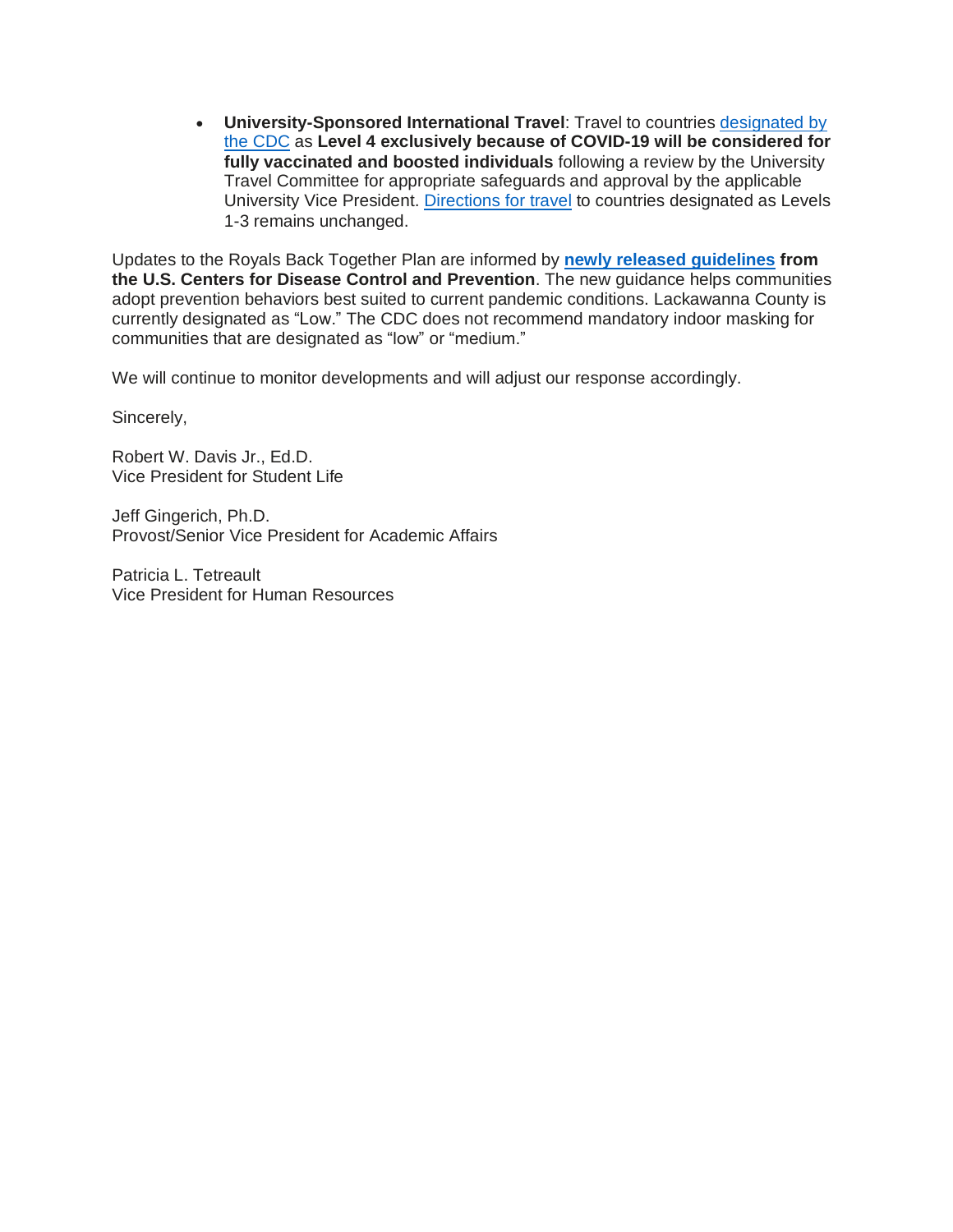- **University-Sponsored International Travel**: Travel to countries designated by the CDC as **Level 4 exclusively because of COVID-19 will be considered for fully vaccinated and boosted individuals** following a review by the University Travel Committee for appropriate safeguards and approval by the applicable University Vice President. Directions for travel to countries designated as Levels 1-3 remains unchanged.

Updates to the Royals Back Together Plan are informed by **newly released guidelines from the U.S. Centers for Disease Control and Prevention**. The new guidance helps communities adopt prevention behaviors best suited to current pandemic conditions. Lackawanna County is currently designated as "Low." The CDC does not recommend mandatory indoor masking for communities that are designated as "low" or "medium."

We will continue to monitor developments and will adjust our response accordingly.

Sincerely,

Robert W. Davis Jr., Ed.D.
Vice President for Student Life

Jeff Gingerich, Ph.D.
Provost/Senior Vice President for Academic Affairs

Patricia L. Tetreault
Vice President for Human Resources